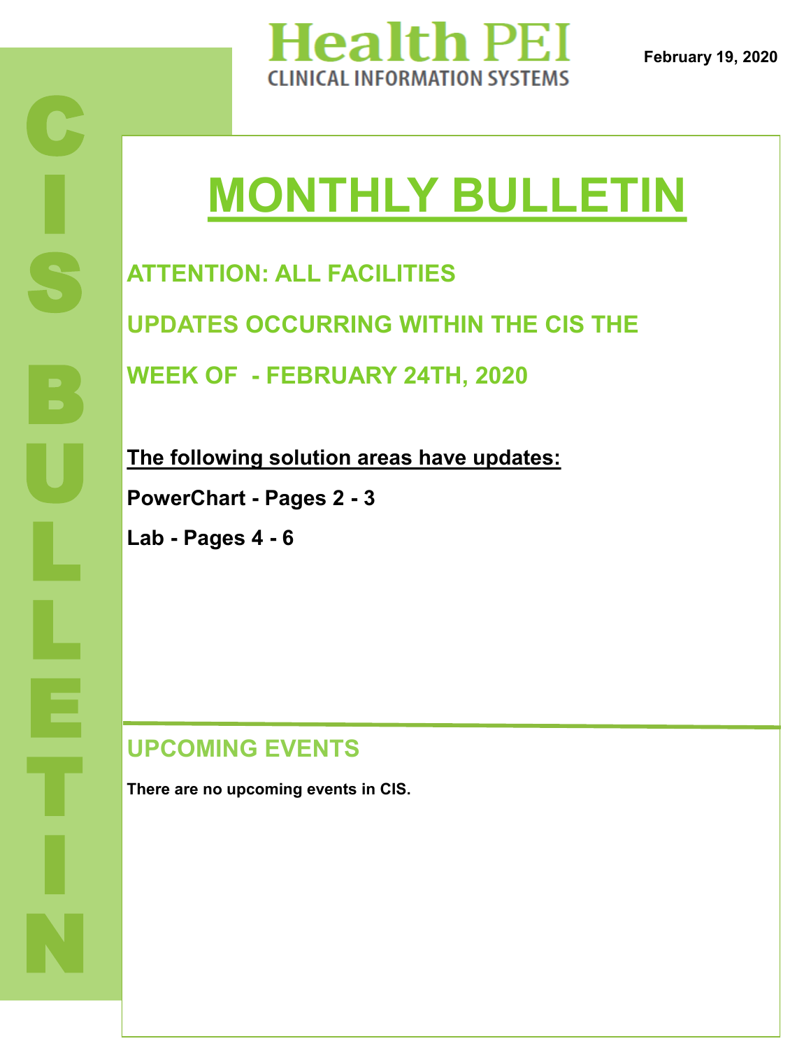# Health PEI

CLINICAL INFORMATION SYSTEMS

**February 19, 2020**

CIS BULLETIN

# MONTHLY BULLETIN

## ATTENTION: ALL FACILITIES

## UPDATES OCCURRING WITHIN THE CIS THE WEEK OF - FEBRUARY 24TH, 2020

**The following solution areas have updates:**

**PowerChart - Pages 2 - 3**

**Lab - Pages 4 - 6**

## UPCOMING EVENTS

**There are no upcoming events in CIS.**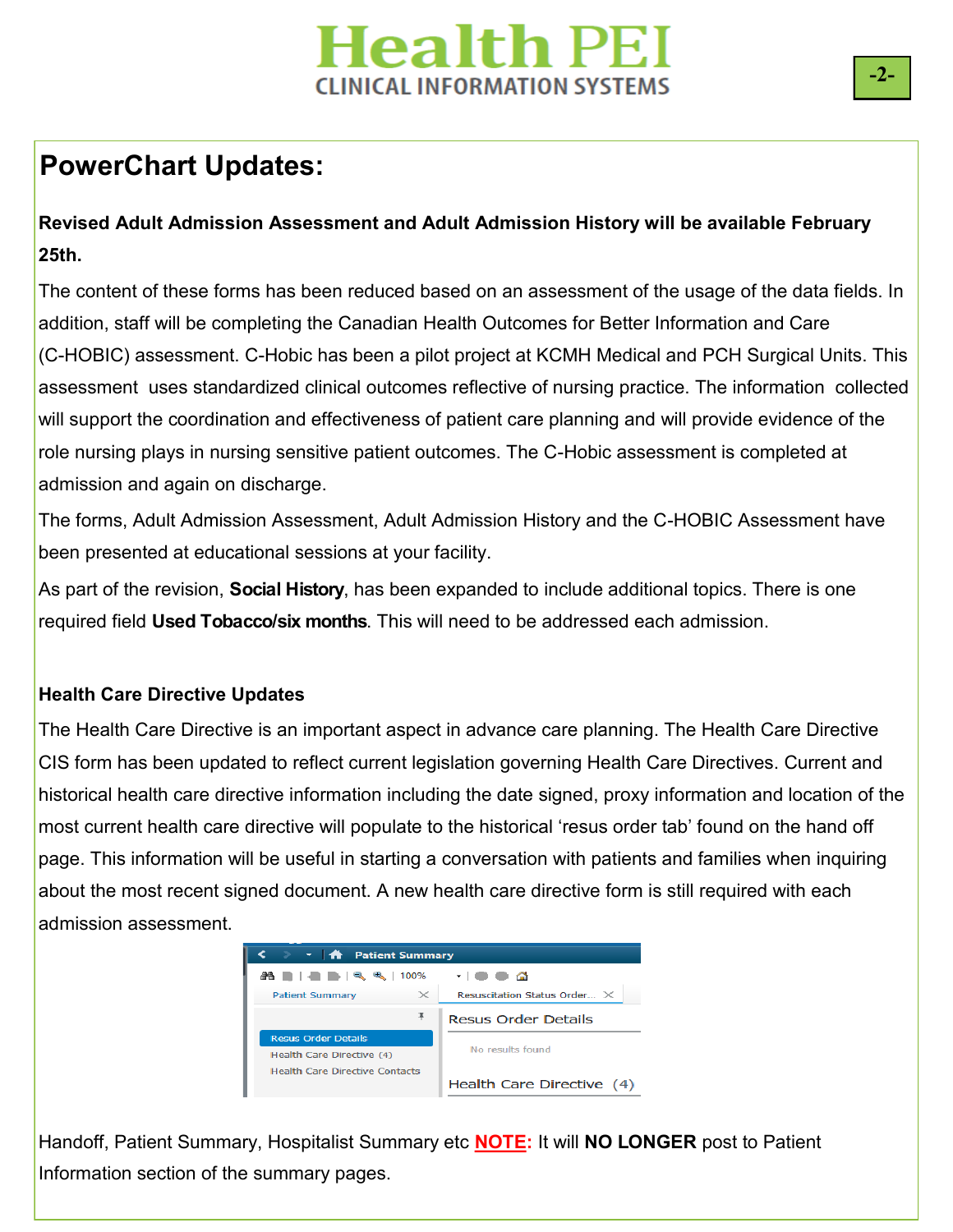## PowerChart Updates:

**Revised Adult Admission Assessment and Adult Admission History will be available February 25th.**

The content of these forms has been reduced based on an assessment of the usage of the data fields. In addition, staff will be completing the Canadian Health Outcomes for Better Information and Care (C-HOBIC) assessment. C-Hobic has been a pilot project at KCMH Medical and PCH Surgical Units. This assessment uses standardized clinical outcomes reflective of nursing practice. The information collected will support the coordination and effectiveness of patient care planning and will provide evidence of the role nursing plays in nursing sensitive patient outcomes. The C-Hobic assessment is completed at admission and again on discharge.

The forms, Adult Admission Assessment, Adult Admission History and the C-HOBIC Assessment have been presented at educational sessions at your facility.

As part of the revision, **Social History**, has been expanded to include additional topics. There is one required field **Used Tobacco/six months**. This will need to be addressed each admission.

**Health Care Directive Updates**

The Health Care Directive is an important aspect in advance care planning. The Health Care Directive CIS form has been updated to reflect current legislation governing Health Care Directives. Current and historical health care directive information including the date signed, proxy information and location of the most current health care directive will populate to the historical 'resus order tab' found on the hand off page. This information will be useful in starting a conversation with patients and families when inquiring about the most recent signed document. A new health care directive form is still required with each admission assessment.

Handoff, Patient Summary, Hospitalist Summary etc **NOTE:** It will **NO LONGER** post to Patient Information section of the summary pages.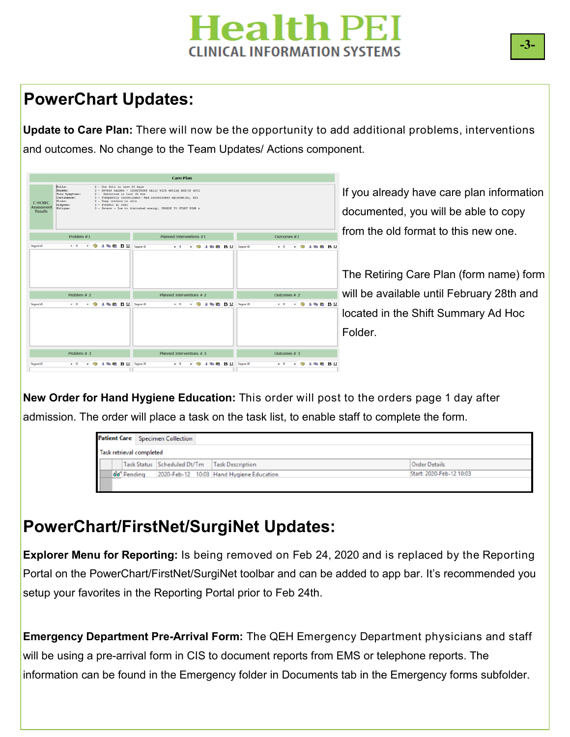## PowerChart Updates:

**Update to Care Plan:** There will now be the opportunity to add additional problems, interventions and outcomes. No change to the Team Updates/ Actions component.

If you already have care plan information documented, you will be able to copy from the old format to this new one.

The Retiring Care Plan (form name) form will be available until February 28th and located in the Shift Summary Ad Hoc Folder.

**New Order for Hand Hygiene Education:** This order will post to the orders page 1 day after admission. The order will place a task on the task list, to enable staff to complete the form.

## PowerChart/FirstNet/SurgiNet Updates:

**Explorer Menu for Reporting:** Is being removed on Feb 24, 2020 and is replaced by the Reporting Portal on the PowerChart/FirstNet/SurgiNet toolbar and can be added to app bar. It's recommended you setup your favorites in the Reporting Portal prior to Feb 24th.

**Emergency Department Pre-Arrival Form:** The QEH Emergency Department physicians and staff will be using a pre-arrival form in CIS to document reports from EMS or telephone reports. The information can be found in the Emergency folder in Documents tab in the Emergency forms subfolder.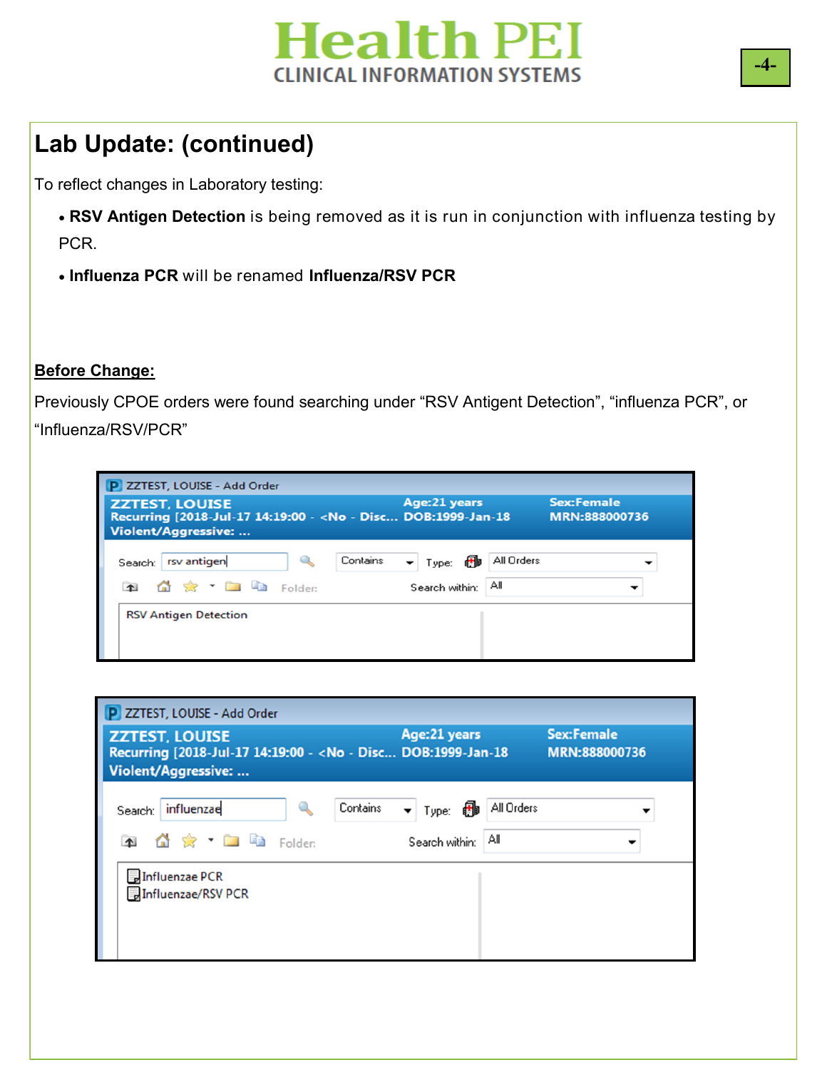## Lab Update: (continued)

To reflect changes in Laboratory testing:

- **RSV Antigen Detection** is being removed as it is run in conjunction with influenza testing by PCR.
- **Influenza PCR** will be renamed **Influenza/RSV PCR**

**Before Change:**

Previously CPOE orders were found searching under “RSV Antigent Detection”, “influenza PCR”, or “Influenza/RSV/PCR”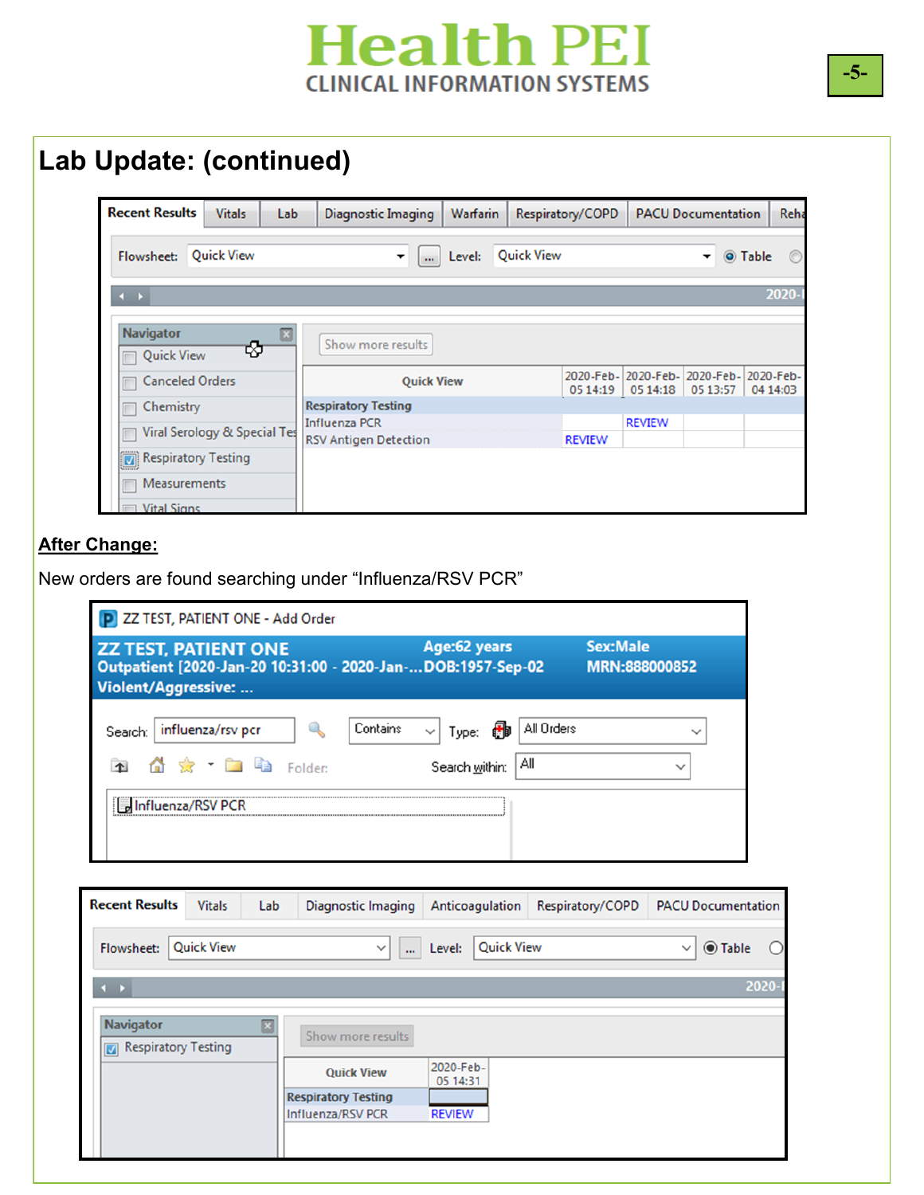## Lab Update: (continued)

| Recent Results | Vitals | Lab | Diagnostic Imaging | Warfarin | Respiratory/COPD | PACU Documentation | Reha |
|---|---|---|---|---|---|---|---|

Flowsheet: Quick View | Level: Quick View | Table

Navigator: Quick View, Canceled Orders, Chemistry, Viral Serology & Special Tes, Respiratory Testing, Measurements, Vital Signs

Show more results

| Quick View | 2020-Feb-05 14:19 | 2020-Feb-05 14:18 | 2020-Feb-05 13:57 | 2020-Feb-04 14:03 |
|---|---|---|---|---|
| **Respiratory Testing** | | | | |
| Influenza PCR | | REVIEW | | |
| RSV Antigen Detection | REVIEW | | | |

**After Change:**

New orders are found searching under "Influenza/RSV PCR"

ZZ TEST, PATIENT ONE - Add Order

**ZZ TEST, PATIENT ONE** Age:62 years Sex:Male
Outpatient [2020-Jan-20 10:31:00 - 2020-Jan-... DOB:1957-Sep-02 MRN:888000852
Violent/Aggressive: ...

Search: influenza/rsv pcr | Contains | Type: All Orders
Folder: | Search within: All

Influenza/RSV PCR

| Recent Results | Vitals | Lab | Diagnostic Imaging | Anticoagulation | Respiratory/COPD | PACU Documentation |
|---|---|---|---|---|---|---|

Flowsheet: Quick View | Level: Quick View | Table

Navigator: Respiratory Testing

Show more results

| Quick View | 2020-Feb-05 14:31 |
|---|---|
| **Respiratory Testing** | |
| Influenza/RSV PCR | REVIEW |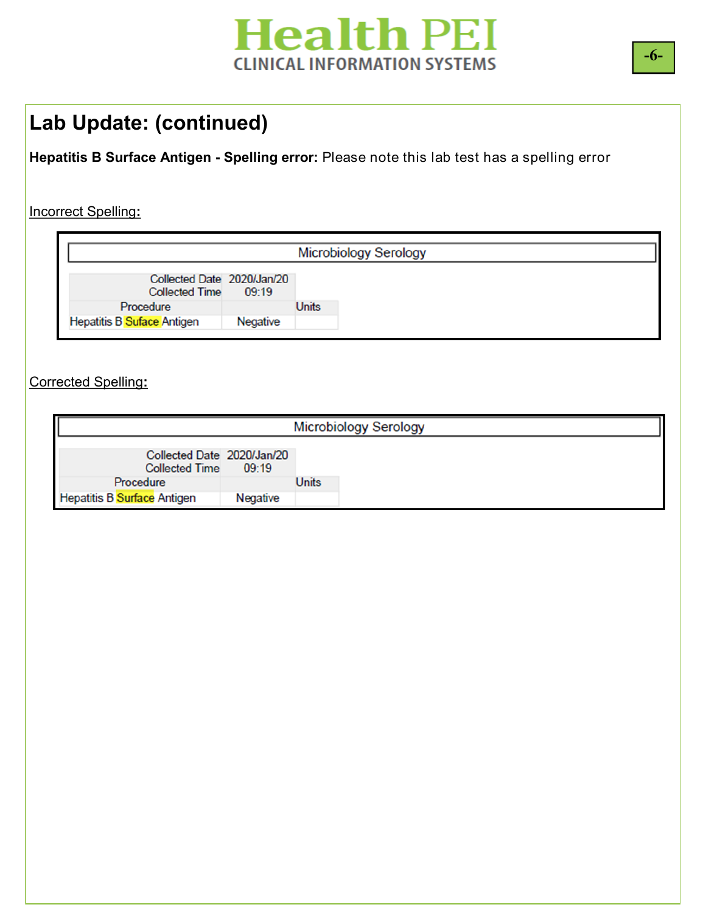## Lab Update: (continued)

**Hepatitis B Surface Antigen - Spelling error:** Please note this lab test has a spelling error

Incorrect Spelling:

**Microbiology Serology**

| | | |
|---|---|---|
| Collected Date | 2020/Jan/20 | |
| Collected Time | 09:19 | |
| Procedure | | Units |
| Hepatitis B Suface Antigen | Negative | |

Corrected Spelling:

**Microbiology Serology**

| | | |
|---|---|---|
| Collected Date | 2020/Jan/20 | |
| Collected Time | 09:19 | |
| Procedure | | Units |
| Hepatitis B Surface Antigen | Negative | |